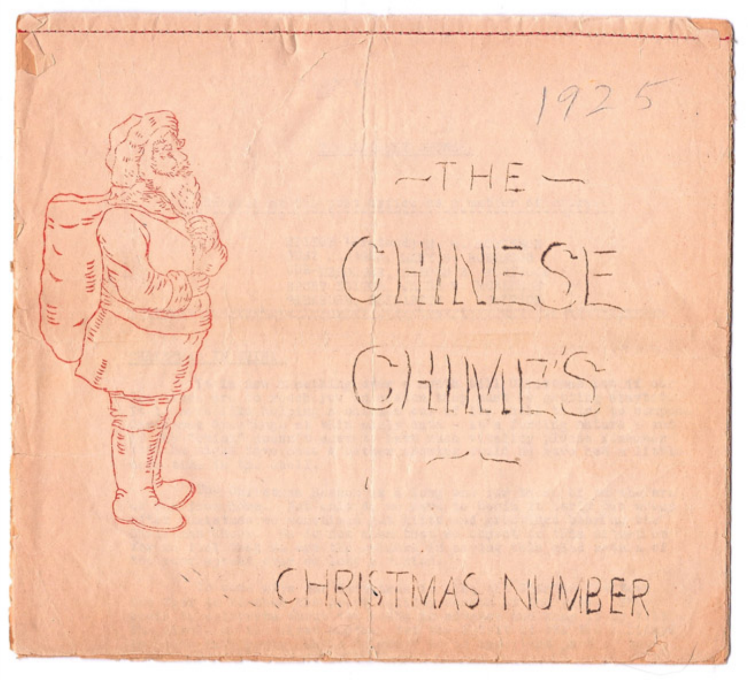1925

# THE CHINESE CHIMES

CHRISTMAS NUMBER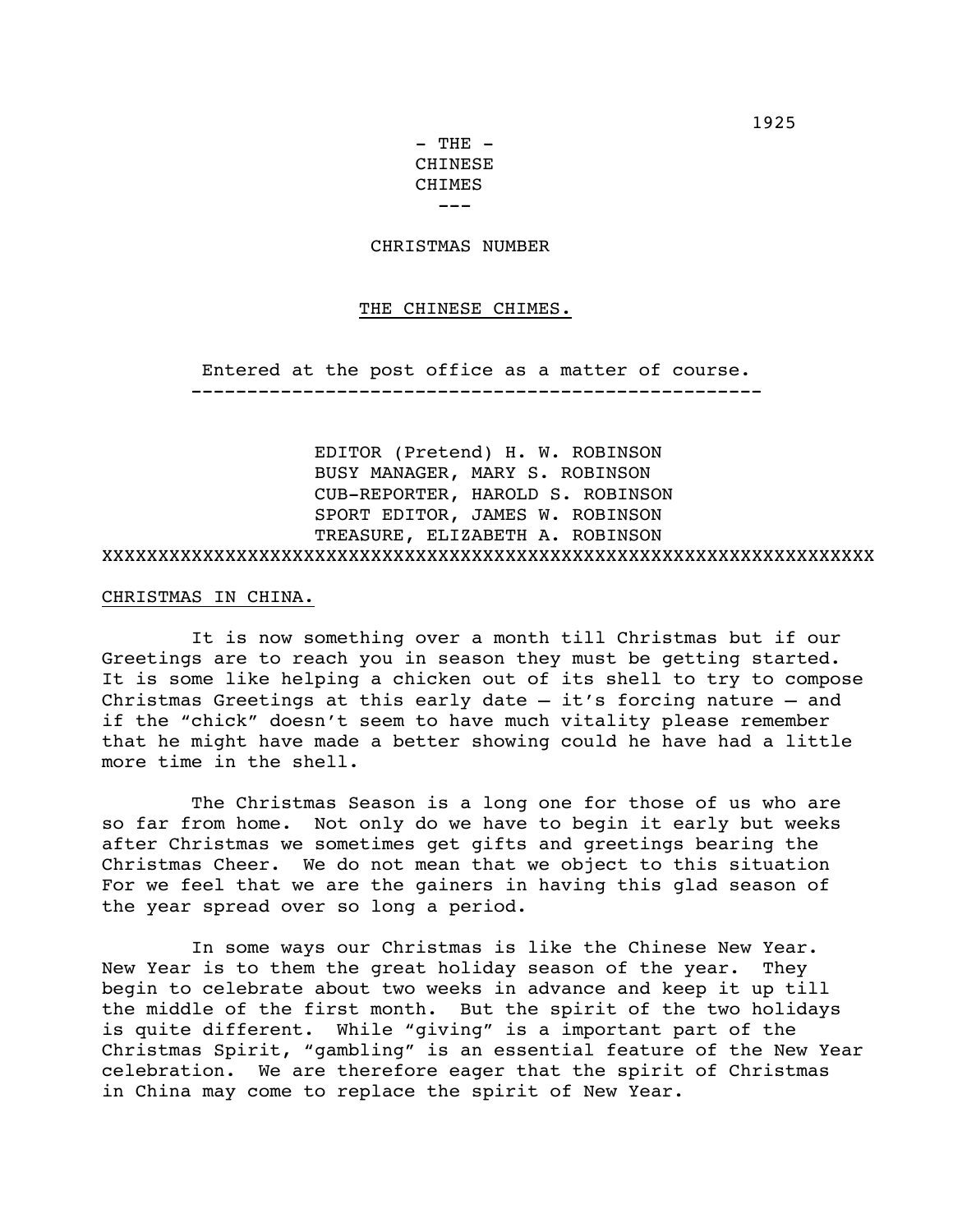1925

- THE -
CHINESE
CHIMES
---

CHRISTMAS NUMBER

THE CHINESE CHIMES.

Entered at the post office as a matter of course.

---

EDITOR (Pretend) H. W. ROBINSON
BUSY MANAGER, MARY S. ROBINSON
CUB-REPORTER, HAROLD S. ROBINSON
SPORT EDITOR, JAMES W. ROBINSON
TREASURE, ELIZABETH A. ROBINSON

XXXXXXXXXXXXXXXXXXXXXXXXXXXXXXXXXXXXXXXXXXXXXXXXXXXXXXXXXXXXXXXXXXXX

CHRISTMAS IN CHINA.

It is now something over a month till Christmas but if our Greetings are to reach you in season they must be getting started. It is some like helping a chicken out of its shell to try to compose Christmas Greetings at this early date – it's forcing nature – and if the "chick" doesn't seem to have much vitality please remember that he might have made a better showing could he have had a little more time in the shell.

The Christmas Season is a long one for those of us who are so far from home. Not only do we have to begin it early but weeks after Christmas we sometimes get gifts and greetings bearing the Christmas Cheer. We do not mean that we object to this situation For we feel that we are the gainers in having this glad season of the year spread over so long a period.

In some ways our Christmas is like the Chinese New Year. New Year is to them the great holiday season of the year. They begin to celebrate about two weeks in advance and keep it up till the middle of the first month. But the spirit of the two holidays is quite different. While "giving" is a important part of the Christmas Spirit, "gambling" is an essential feature of the New Year celebration. We are therefore eager that the spirit of Christmas in China may come to replace the spirit of New Year.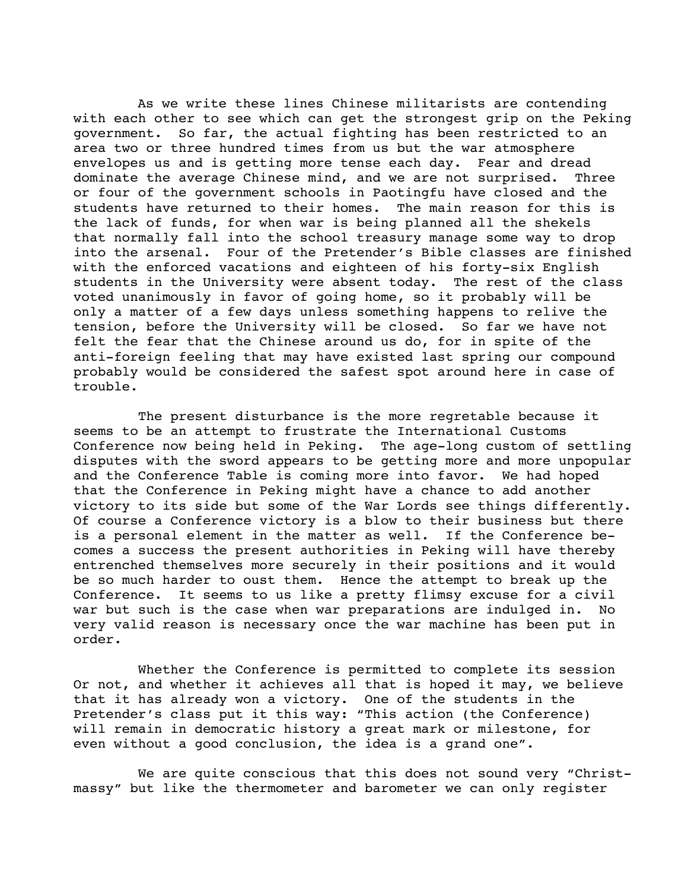As we write these lines Chinese militarists are contending with each other to see which can get the strongest grip on the Peking government. So far, the actual fighting has been restricted to an area two or three hundred times from us but the war atmosphere envelopes us and is getting more tense each day. Fear and dread dominate the average Chinese mind, and we are not surprised. Three or four of the government schools in Paotingfu have closed and the students have returned to their homes. The main reason for this is the lack of funds, for when war is being planned all the shekels that normally fall into the school treasury manage some way to drop into the arsenal. Four of the Pretender's Bible classes are finished with the enforced vacations and eighteen of his forty-six English students in the University were absent today. The rest of the class voted unanimously in favor of going home, so it probably will be only a matter of a few days unless something happens to relive the tension, before the University will be closed. So far we have not felt the fear that the Chinese around us do, for in spite of the anti-foreign feeling that may have existed last spring our compound probably would be considered the safest spot around here in case of trouble.

The present disturbance is the more regretable because it seems to be an attempt to frustrate the International Customs Conference now being held in Peking. The age-long custom of settling disputes with the sword appears to be getting more and more unpopular and the Conference Table is coming more into favor. We had hoped that the Conference in Peking might have a chance to add another victory to its side but some of the War Lords see things differently. Of course a Conference victory is a blow to their business but there is a personal element in the matter as well. If the Conference becomes a success the present authorities in Peking will have thereby entrenched themselves more securely in their positions and it would be so much harder to oust them. Hence the attempt to break up the Conference. It seems to us like a pretty flimsy excuse for a civil war but such is the case when war preparations are indulged in. No very valid reason is necessary once the war machine has been put in order.

Whether the Conference is permitted to complete its session Or not, and whether it achieves all that is hoped it may, we believe that it has already won a victory. One of the students in the Pretender's class put it this way: "This action (the Conference) will remain in democratic history a great mark or milestone, for even without a good conclusion, the idea is a grand one".

We are quite conscious that this does not sound very "Christmassy" but like the thermometer and barometer we can only register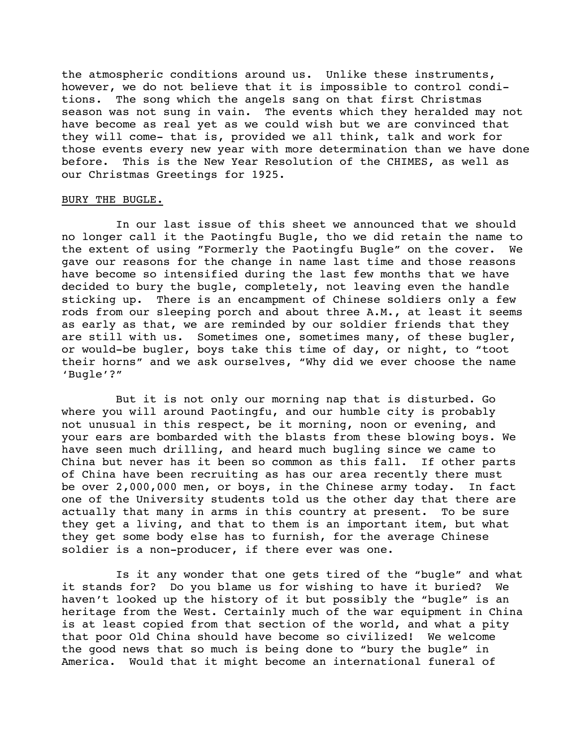the atmospheric conditions around us. Unlike these instruments, however, we do not believe that it is impossible to control conditions. The song which the angels sang on that first Christmas season was not sung in vain. The events which they heralded may not have become as real yet as we could wish but we are convinced that they will come- that is, provided we all think, talk and work for those events every new year with more determination than we have done before. This is the New Year Resolution of the CHIMES, as well as our Christmas Greetings for 1925.

## BURY THE BUGLE.

In our last issue of this sheet we announced that we should no longer call it the Paotingfu Bugle, tho we did retain the name to the extent of using "Formerly the Paotingfu Bugle" on the cover. We gave our reasons for the change in name last time and those reasons have become so intensified during the last few months that we have decided to bury the bugle, completely, not leaving even the handle sticking up. There is an encampment of Chinese soldiers only a few rods from our sleeping porch and about three A.M., at least it seems as early as that, we are reminded by our soldier friends that they are still with us. Sometimes one, sometimes many, of these bugler, or would-be bugler, boys take this time of day, or night, to "toot their horns" and we ask ourselves, "Why did we ever choose the name 'Bugle'?"

But it is not only our morning nap that is disturbed. Go where you will around Paotingfu, and our humble city is probably not unusual in this respect, be it morning, noon or evening, and your ears are bombarded with the blasts from these blowing boys. We have seen much drilling, and heard much bugling since we came to China but never has it been so common as this fall. If other parts of China have been recruiting as has our area recently there must be over 2,000,000 men, or boys, in the Chinese army today. In fact one of the University students told us the other day that there are actually that many in arms in this country at present. To be sure they get a living, and that to them is an important item, but what they get some body else has to furnish, for the average Chinese soldier is a non-producer, if there ever was one.

Is it any wonder that one gets tired of the "bugle" and what it stands for? Do you blame us for wishing to have it buried? We haven't looked up the history of it but possibly the "bugle" is an heritage from the West. Certainly much of the war equipment in China is at least copied from that section of the world, and what a pity that poor Old China should have become so civilized! We welcome the good news that so much is being done to "bury the bugle" in America. Would that it might become an international funeral of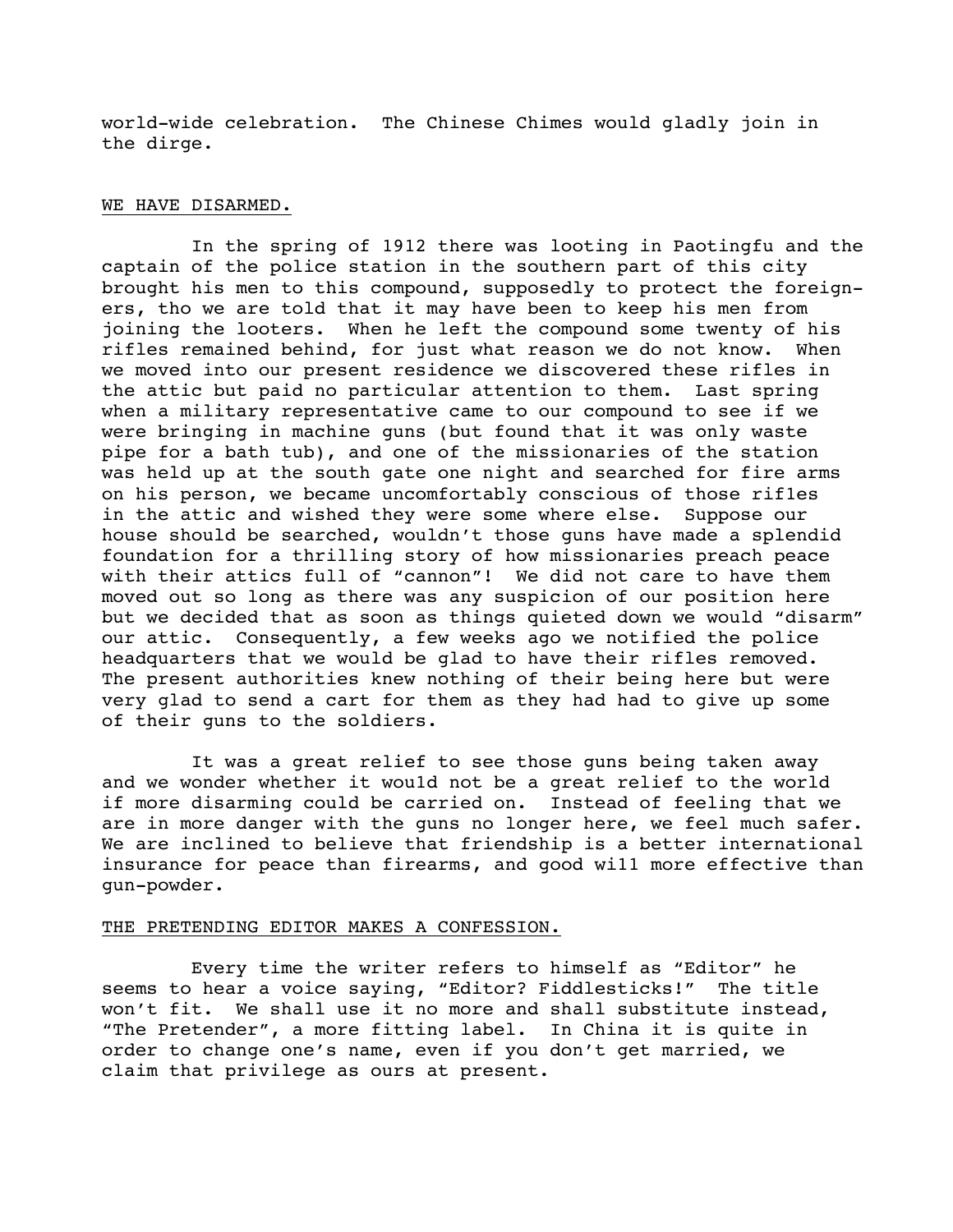world-wide celebration. The Chinese Chimes would gladly join in the dirge.

## WE HAVE DISARMED.

In the spring of 1912 there was looting in Paotingfu and the captain of the police station in the southern part of this city brought his men to this compound, supposedly to protect the foreigners, tho we are told that it may have been to keep his men from joining the looters. When he left the compound some twenty of his rifles remained behind, for just what reason we do not know. When we moved into our present residence we discovered these rifles in the attic but paid no particular attention to them. Last spring when a military representative came to our compound to see if we were bringing in machine guns (but found that it was only waste pipe for a bath tub), and one of the missionaries of the station was held up at the south gate one night and searched for fire arms on his person, we became uncomfortably conscious of those rifles in the attic and wished they were some where else. Suppose our house should be searched, wouldn't those guns have made a splendid foundation for a thrilling story of how missionaries preach peace with their attics full of "cannon"! We did not care to have them moved out so long as there was any suspicion of our position here but we decided that as soon as things quieted down we would "disarm" our attic. Consequently, a few weeks ago we notified the police headquarters that we would be glad to have their rifles removed. The present authorities knew nothing of their being here but were very glad to send a cart for them as they had had to give up some of their guns to the soldiers.

It was a great relief to see those guns being taken away and we wonder whether it would not be a great relief to the world if more disarming could be carried on. Instead of feeling that we are in more danger with the guns no longer here, we feel much safer. We are inclined to believe that friendship is a better international insurance for peace than firearms, and good will more effective than gun-powder.

## THE PRETENDING EDITOR MAKES A CONFESSION.

Every time the writer refers to himself as "Editor" he seems to hear a voice saying, "Editor? Fiddlesticks!" The title won't fit. We shall use it no more and shall substitute instead, "The Pretender", a more fitting label. In China it is quite in order to change one's name, even if you don't get married, we claim that privilege as ours at present.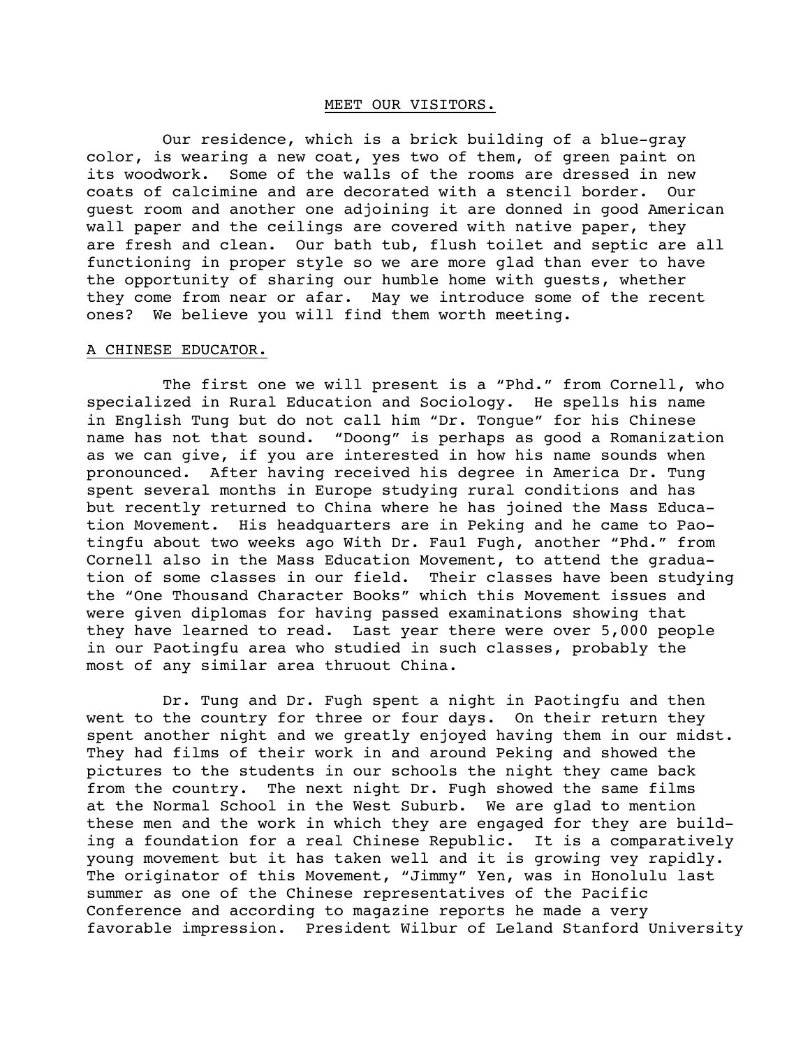## MEET OUR VISITORS.

Our residence, which is a brick building of a blue-gray color, is wearing a new coat, yes two of them, of green paint on its woodwork. Some of the walls of the rooms are dressed in new coats of calcimine and are decorated with a stencil border. Our guest room and another one adjoining it are donned in good American wall paper and the ceilings are covered with native paper, they are fresh and clean. Our bath tub, flush toilet and septic are all functioning in proper style so we are more glad than ever to have the opportunity of sharing our humble home with guests, whether they come from near or afar. May we introduce some of the recent ones? We believe you will find them worth meeting.

### A CHINESE EDUCATOR.

The first one we will present is a "Phd." from Cornell, who specialized in Rural Education and Sociology. He spells his name in English Tung but do not call him "Dr. Tongue" for his Chinese name has not that sound. "Doong" is perhaps as good a Romanization as we can give, if you are interested in how his name sounds when pronounced. After having received his degree in America Dr. Tung spent several months in Europe studying rural conditions and has but recently returned to China where he has joined the Mass Education Movement. His headquarters are in Peking and he came to Paotingfu about two weeks ago With Dr. Faul Fugh, another "Phd." from Cornell also in the Mass Education Movement, to attend the graduation of some classes in our field. Their classes have been studying the "One Thousand Character Books" which this Movement issues and were given diplomas for having passed examinations showing that they have learned to read. Last year there were over 5,000 people in our Paotingfu area who studied in such classes, probably the most of any similar area thruout China.

Dr. Tung and Dr. Fugh spent a night in Paotingfu and then went to the country for three or four days. On their return they spent another night and we greatly enjoyed having them in our midst. They had films of their work in and around Peking and showed the pictures to the students in our schools the night they came back from the country. The next night Dr. Fugh showed the same films at the Normal School in the West Suburb. We are glad to mention these men and the work in which they are engaged for they are building a foundation for a real Chinese Republic. It is a comparatively young movement but it has taken well and it is growing vey rapidly. The originator of this Movement, "Jimmy" Yen, was in Honolulu last summer as one of the Chinese representatives of the Pacific Conference and according to magazine reports he made a very favorable impression. President Wilbur of Leland Stanford University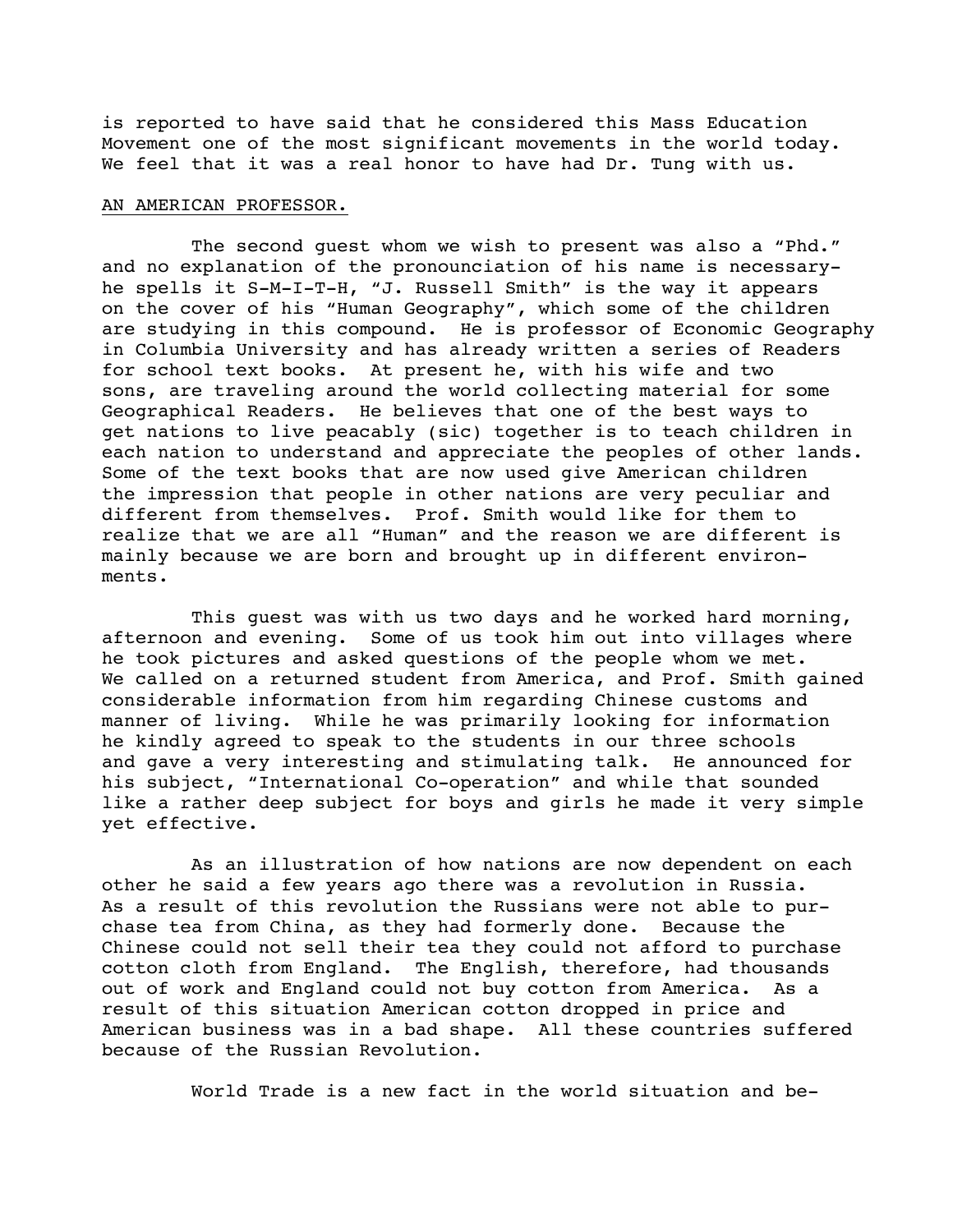is reported to have said that he considered this Mass Education Movement one of the most significant movements in the world today. We feel that it was a real honor to have had Dr. Tung with us.

AN AMERICAN PROFESSOR.

The second guest whom we wish to present was also a "Phd." and no explanation of the pronounciation of his name is necessary-he spells it S-M-I-T-H, "J. Russell Smith" is the way it appears on the cover of his "Human Geography", which some of the children are studying in this compound. He is professor of Economic Geography in Columbia University and has already written a series of Readers for school text books. At present he, with his wife and two sons, are traveling around the world collecting material for some Geographical Readers. He believes that one of the best ways to get nations to live peacably (sic) together is to teach children in each nation to understand and appreciate the peoples of other lands. Some of the text books that are now used give American children the impression that people in other nations are very peculiar and different from themselves. Prof. Smith would like for them to realize that we are all "Human" and the reason we are different is mainly because we are born and brought up in different environments.

This guest was with us two days and he worked hard morning, afternoon and evening. Some of us took him out into villages where he took pictures and asked questions of the people whom we met. We called on a returned student from America, and Prof. Smith gained considerable information from him regarding Chinese customs and manner of living. While he was primarily looking for information he kindly agreed to speak to the students in our three schools and gave a very interesting and stimulating talk. He announced for his subject, "International Co-operation" and while that sounded like a rather deep subject for boys and girls he made it very simple yet effective.

As an illustration of how nations are now dependent on each other he said a few years ago there was a revolution in Russia. As a result of this revolution the Russians were not able to purchase tea from China, as they had formerly done. Because the Chinese could not sell their tea they could not afford to purchase cotton cloth from England. The English, therefore, had thousands out of work and England could not buy cotton from America. As a result of this situation American cotton dropped in price and American business was in a bad shape. All these countries suffered because of the Russian Revolution.

World Trade is a new fact in the world situation and be-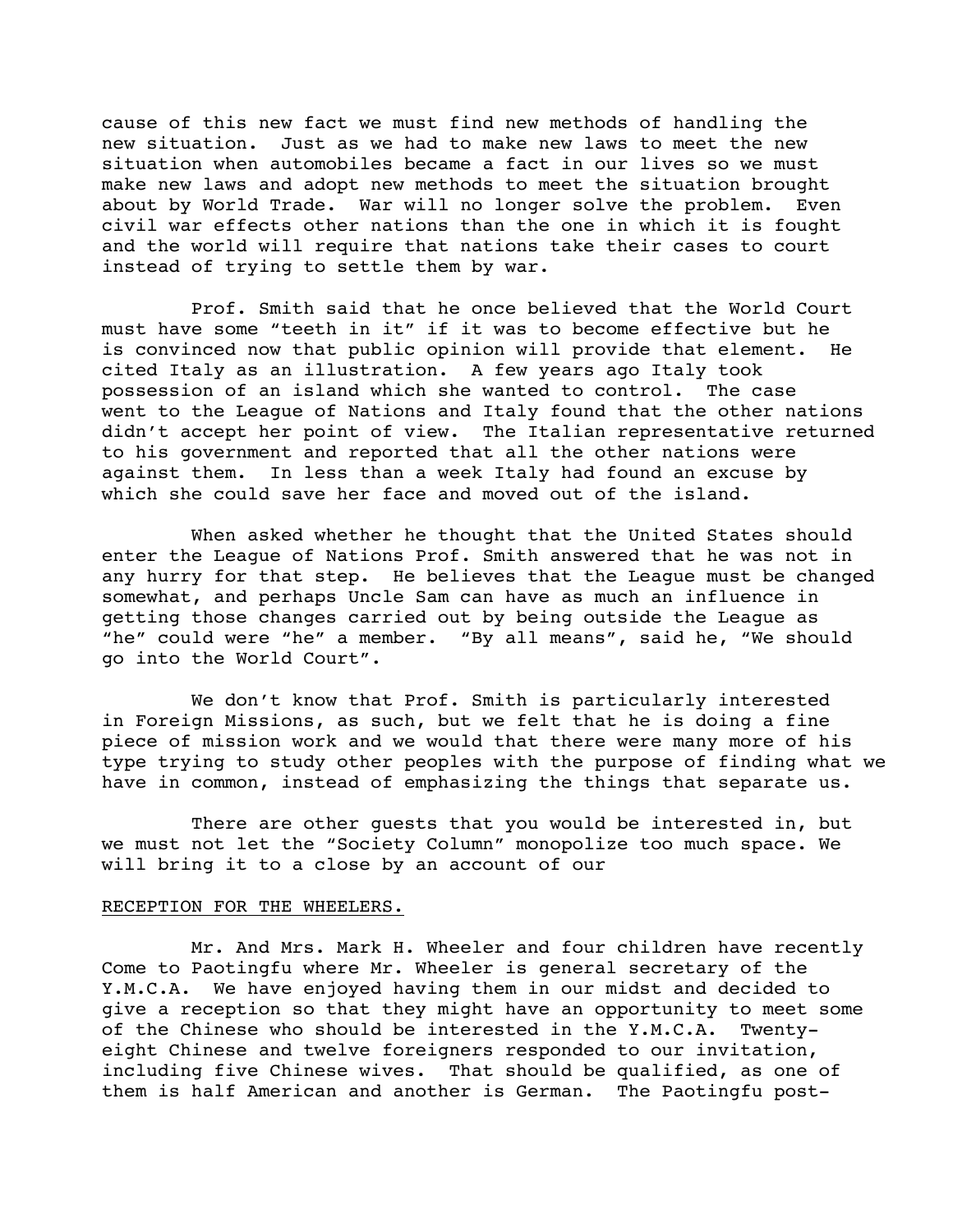cause of this new fact we must find new methods of handling the new situation. Just as we had to make new laws to meet the new situation when automobiles became a fact in our lives so we must make new laws and adopt new methods to meet the situation brought about by World Trade. War will no longer solve the problem. Even civil war effects other nations than the one in which it is fought and the world will require that nations take their cases to court instead of trying to settle them by war.

Prof. Smith said that he once believed that the World Court must have some "teeth in it" if it was to become effective but he is convinced now that public opinion will provide that element. He cited Italy as an illustration. A few years ago Italy took possession of an island which she wanted to control. The case went to the League of Nations and Italy found that the other nations didn't accept her point of view. The Italian representative returned to his government and reported that all the other nations were against them. In less than a week Italy had found an excuse by which she could save her face and moved out of the island.

When asked whether he thought that the United States should enter the League of Nations Prof. Smith answered that he was not in any hurry for that step. He believes that the League must be changed somewhat, and perhaps Uncle Sam can have as much an influence in getting those changes carried out by being outside the League as "he" could were "he" a member. "By all means", said he, "We should go into the World Court".

We don't know that Prof. Smith is particularly interested in Foreign Missions, as such, but we felt that he is doing a fine piece of mission work and we would that there were many more of his type trying to study other peoples with the purpose of finding what we have in common, instead of emphasizing the things that separate us.

There are other guests that you would be interested in, but we must not let the "Society Column" monopolize too much space. We will bring it to a close by an account of our

RECEPTION FOR THE WHEELERS.

Mr. And Mrs. Mark H. Wheeler and four children have recently Come to Paotingfu where Mr. Wheeler is general secretary of the Y.M.C.A. We have enjoyed having them in our midst and decided to give a reception so that they might have an opportunity to meet some of the Chinese who should be interested in the Y.M.C.A. Twenty-eight Chinese and twelve foreigners responded to our invitation, including five Chinese wives. That should be qualified, as one of them is half American and another is German. The Paotingfu post-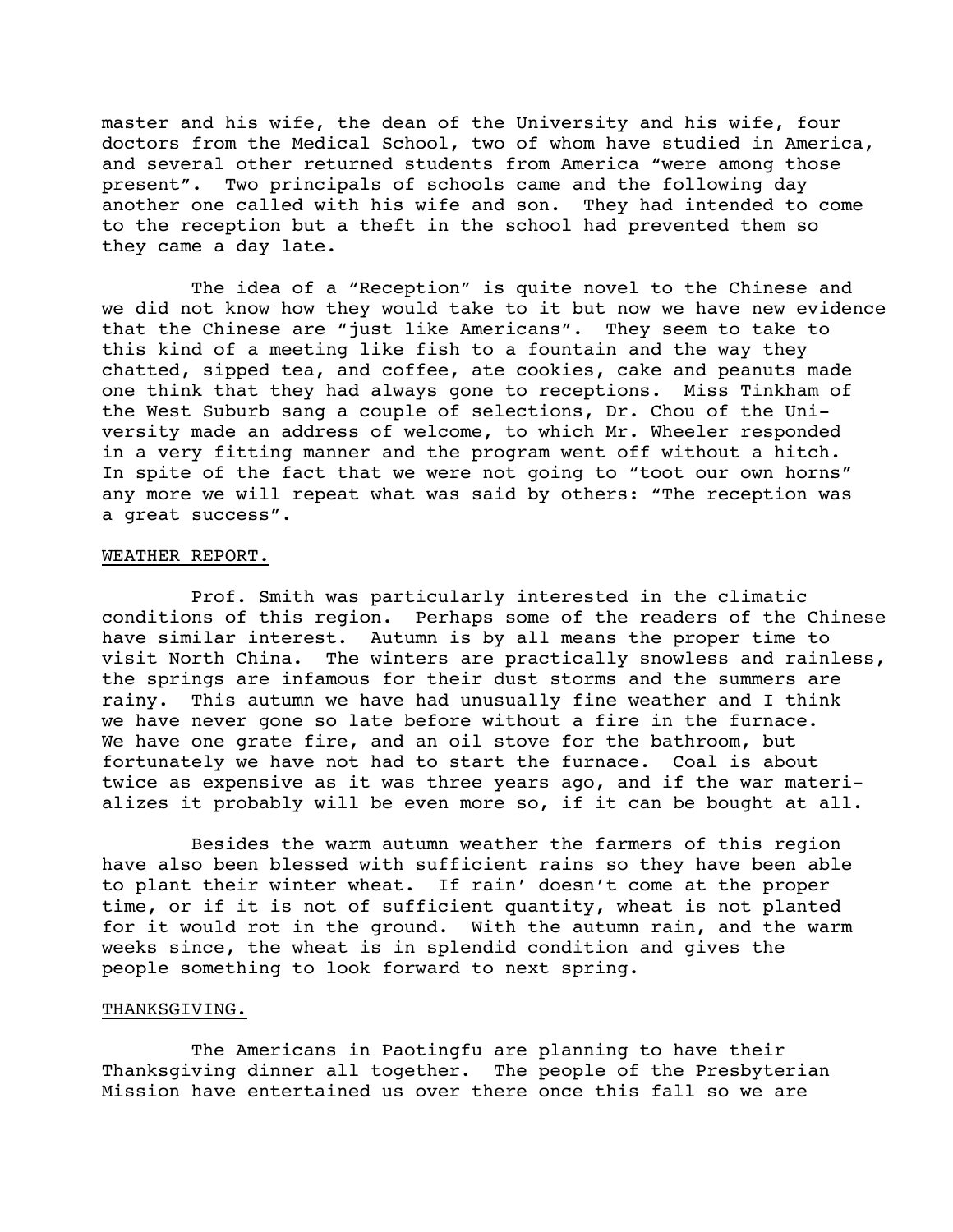master and his wife, the dean of the University and his wife, four doctors from the Medical School, two of whom have studied in America, and several other returned students from America "were among those present". Two principals of schools came and the following day another one called with his wife and son. They had intended to come to the reception but a theft in the school had prevented them so they came a day late.

The idea of a "Reception" is quite novel to the Chinese and we did not know how they would take to it but now we have new evidence that the Chinese are "just like Americans". They seem to take to this kind of a meeting like fish to a fountain and the way they chatted, sipped tea, and coffee, ate cookies, cake and peanuts made one think that they had always gone to receptions. Miss Tinkham of the West Suburb sang a couple of selections, Dr. Chou of the University made an address of welcome, to which Mr. Wheeler responded in a very fitting manner and the program went off without a hitch. In spite of the fact that we were not going to "toot our own horns" any more we will repeat what was said by others: "The reception was a great success".

WEATHER REPORT.

Prof. Smith was particularly interested in the climatic conditions of this region. Perhaps some of the readers of the Chinese have similar interest. Autumn is by all means the proper time to visit North China. The winters are practically snowless and rainless, the springs are infamous for their dust storms and the summers are rainy. This autumn we have had unusually fine weather and I think we have never gone so late before without a fire in the furnace. We have one grate fire, and an oil stove for the bathroom, but fortunately we have not had to start the furnace. Coal is about twice as expensive as it was three years ago, and if the war materializes it probably will be even more so, if it can be bought at all.

Besides the warm autumn weather the farmers of this region have also been blessed with sufficient rains so they have been able to plant their winter wheat. If rain' doesn't come at the proper time, or if it is not of sufficient quantity, wheat is not planted for it would rot in the ground. With the autumn rain, and the warm weeks since, the wheat is in splendid condition and gives the people something to look forward to next spring.

THANKSGIVING.

The Americans in Paotingfu are planning to have their Thanksgiving dinner all together. The people of the Presbyterian Mission have entertained us over there once this fall so we are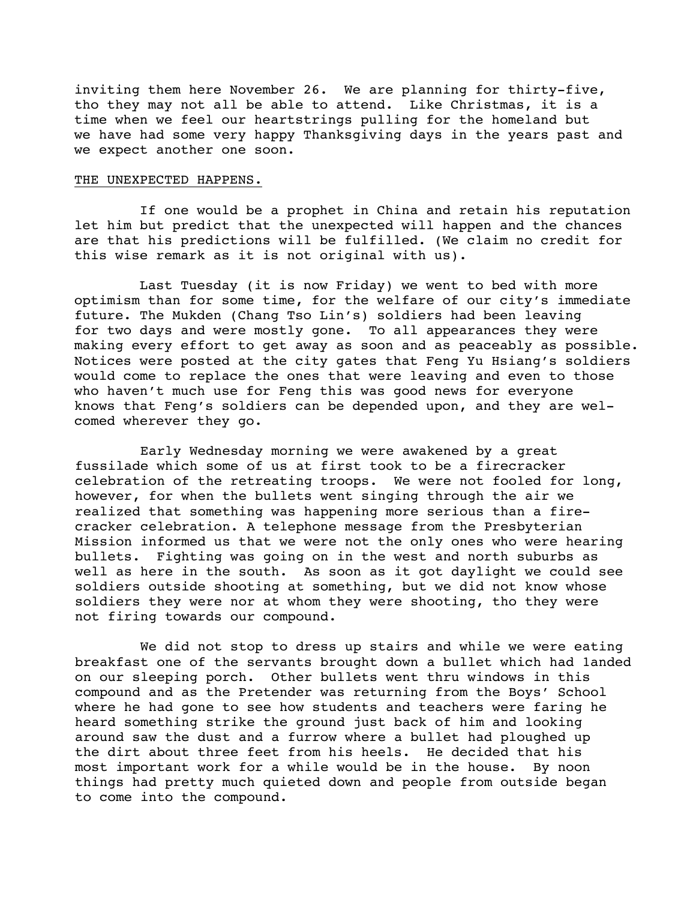inviting them here November 26. We are planning for thirty-five, tho they may not all be able to attend. Like Christmas, it is a time when we feel our heartstrings pulling for the homeland but we have had some very happy Thanksgiving days in the years past and we expect another one soon.

THE UNEXPECTED HAPPENS.

If one would be a prophet in China and retain his reputation let him but predict that the unexpected will happen and the chances are that his predictions will be fulfilled. (We claim no credit for this wise remark as it is not original with us).

Last Tuesday (it is now Friday) we went to bed with more optimism than for some time, for the welfare of our city's immediate future. The Mukden (Chang Tso Lin's) soldiers had been leaving for two days and were mostly gone. To all appearances they were making every effort to get away as soon and as peaceably as possible. Notices were posted at the city gates that Feng Yu Hsiang's soldiers would come to replace the ones that were leaving and even to those who haven't much use for Feng this was good news for everyone knows that Feng's soldiers can be depended upon, and they are welcomed wherever they go.

Early Wednesday morning we were awakened by a great fussilade which some of us at first took to be a firecracker celebration of the retreating troops. We were not fooled for long, however, for when the bullets went singing through the air we realized that something was happening more serious than a firecracker celebration. A telephone message from the Presbyterian Mission informed us that we were not the only ones who were hearing bullets. Fighting was going on in the west and north suburbs as well as here in the south. As soon as it got daylight we could see soldiers outside shooting at something, but we did not know whose soldiers they were nor at whom they were shooting, tho they were not firing towards our compound.

We did not stop to dress up stairs and while we were eating breakfast one of the servants brought down a bullet which had landed on our sleeping porch. Other bullets went thru windows in this compound and as the Pretender was returning from the Boys' School where he had gone to see how students and teachers were faring he heard something strike the ground just back of him and looking around saw the dust and a furrow where a bullet had ploughed up the dirt about three feet from his heels. He decided that his most important work for a while would be in the house. By noon things had pretty much quieted down and people from outside began to come into the compound.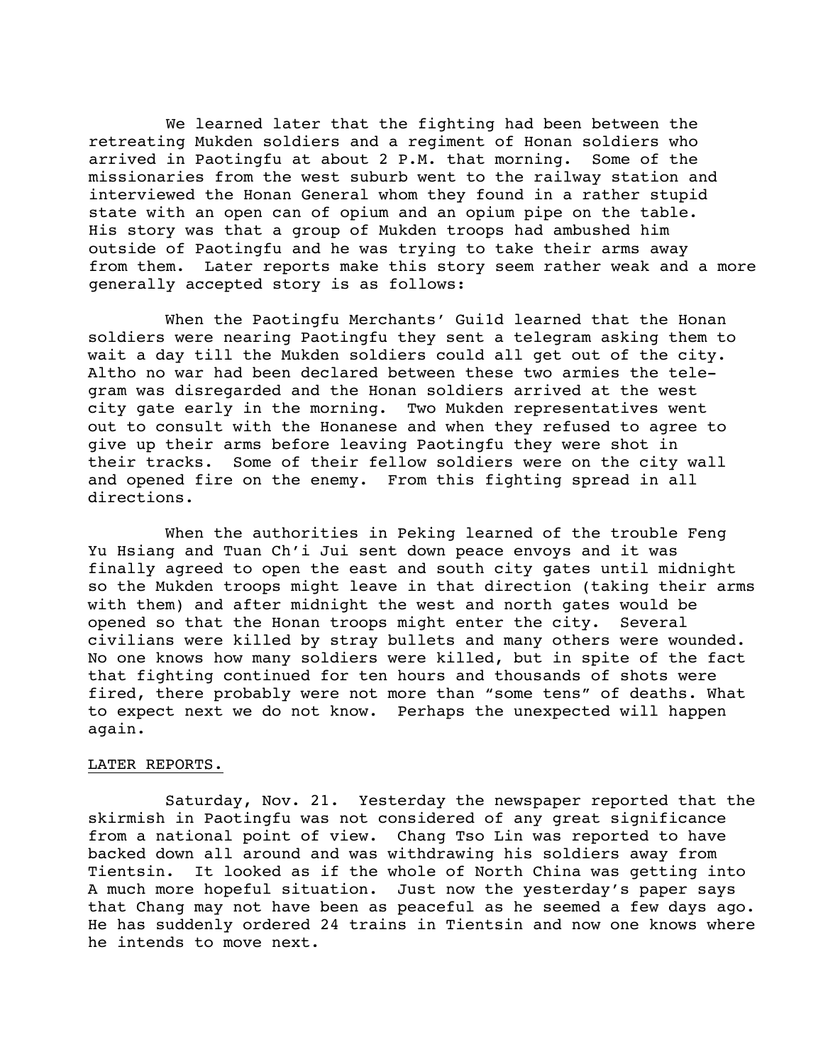We learned later that the fighting had been between the retreating Mukden soldiers and a regiment of Honan soldiers who arrived in Paotingfu at about 2 P.M. that morning. Some of the missionaries from the west suburb went to the railway station and interviewed the Honan General whom they found in a rather stupid state with an open can of opium and an opium pipe on the table. His story was that a group of Mukden troops had ambushed him outside of Paotingfu and he was trying to take their arms away from them. Later reports make this story seem rather weak and a more generally accepted story is as follows:

When the Paotingfu Merchants' Guild learned that the Honan soldiers were nearing Paotingfu they sent a telegram asking them to wait a day till the Mukden soldiers could all get out of the city. Altho no war had been declared between these two armies the telegram was disregarded and the Honan soldiers arrived at the west city gate early in the morning. Two Mukden representatives went out to consult with the Honanese and when they refused to agree to give up their arms before leaving Paotingfu they were shot in their tracks. Some of their fellow soldiers were on the city wall and opened fire on the enemy. From this fighting spread in all directions.

When the authorities in Peking learned of the trouble Feng Yu Hsiang and Tuan Ch'i Jui sent down peace envoys and it was finally agreed to open the east and south city gates until midnight so the Mukden troops might leave in that direction (taking their arms with them) and after midnight the west and north gates would be opened so that the Honan troops might enter the city. Several civilians were killed by stray bullets and many others were wounded. No one knows how many soldiers were killed, but in spite of the fact that fighting continued for ten hours and thousands of shots were fired, there probably were not more than "some tens" of deaths. What to expect next we do not know. Perhaps the unexpected will happen again.

LATER REPORTS.

Saturday, Nov. 21. Yesterday the newspaper reported that the skirmish in Paotingfu was not considered of any great significance from a national point of view. Chang Tso Lin was reported to have backed down all around and was withdrawing his soldiers away from Tientsin. It looked as if the whole of North China was getting into A much more hopeful situation. Just now the yesterday's paper says that Chang may not have been as peaceful as he seemed a few days ago. He has suddenly ordered 24 trains in Tientsin and now one knows where he intends to move next.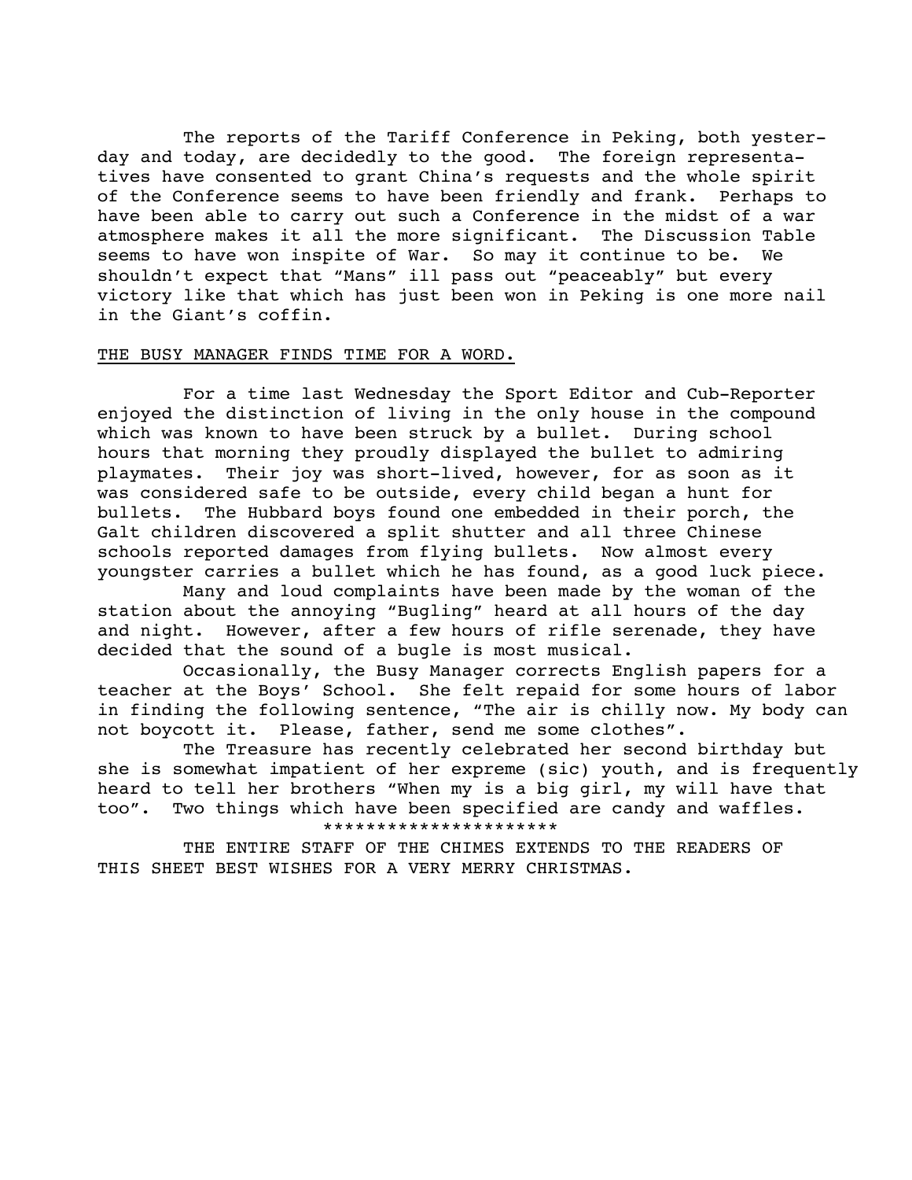The reports of the Tariff Conference in Peking, both yesterday and today, are decidedly to the good. The foreign representatives have consented to grant China's requests and the whole spirit of the Conference seems to have been friendly and frank. Perhaps to have been able to carry out such a Conference in the midst of a war atmosphere makes it all the more significant. The Discussion Table seems to have won inspite of War. So may it continue to be. We shouldn't expect that "Mans" ill pass out "peaceably" but every victory like that which has just been won in Peking is one more nail in the Giant's coffin.

<u>THE BUSY MANAGER FINDS TIME FOR A WORD.</u>

For a time last Wednesday the Sport Editor and Cub-Reporter enjoyed the distinction of living in the only house in the compound which was known to have been struck by a bullet. During school hours that morning they proudly displayed the bullet to admiring playmates. Their joy was short-lived, however, for as soon as it was considered safe to be outside, every child began a hunt for bullets. The Hubbard boys found one embedded in their porch, the Galt children discovered a split shutter and all three Chinese schools reported damages from flying bullets. Now almost every youngster carries a bullet which he has found, as a good luck piece.

Many and loud complaints have been made by the woman of the station about the annoying "Bugling" heard at all hours of the day and night. However, after a few hours of rifle serenade, they have decided that the sound of a bugle is most musical.

Occasionally, the Busy Manager corrects English papers for a teacher at the Boys' School. She felt repaid for some hours of labor in finding the following sentence, "The air is chilly now. My body can not boycott it. Please, father, send me some clothes".

The Treasure has recently celebrated her second birthday but she is somewhat impatient of her expreme (sic) youth, and is frequently heard to tell her brothers "When my is a big girl, my will have that too". Two things which have been specified are candy and waffles.

**********************

THE ENTIRE STAFF OF THE CHIMES EXTENDS TO THE READERS OF THIS SHEET BEST WISHES FOR A VERY MERRY CHRISTMAS.